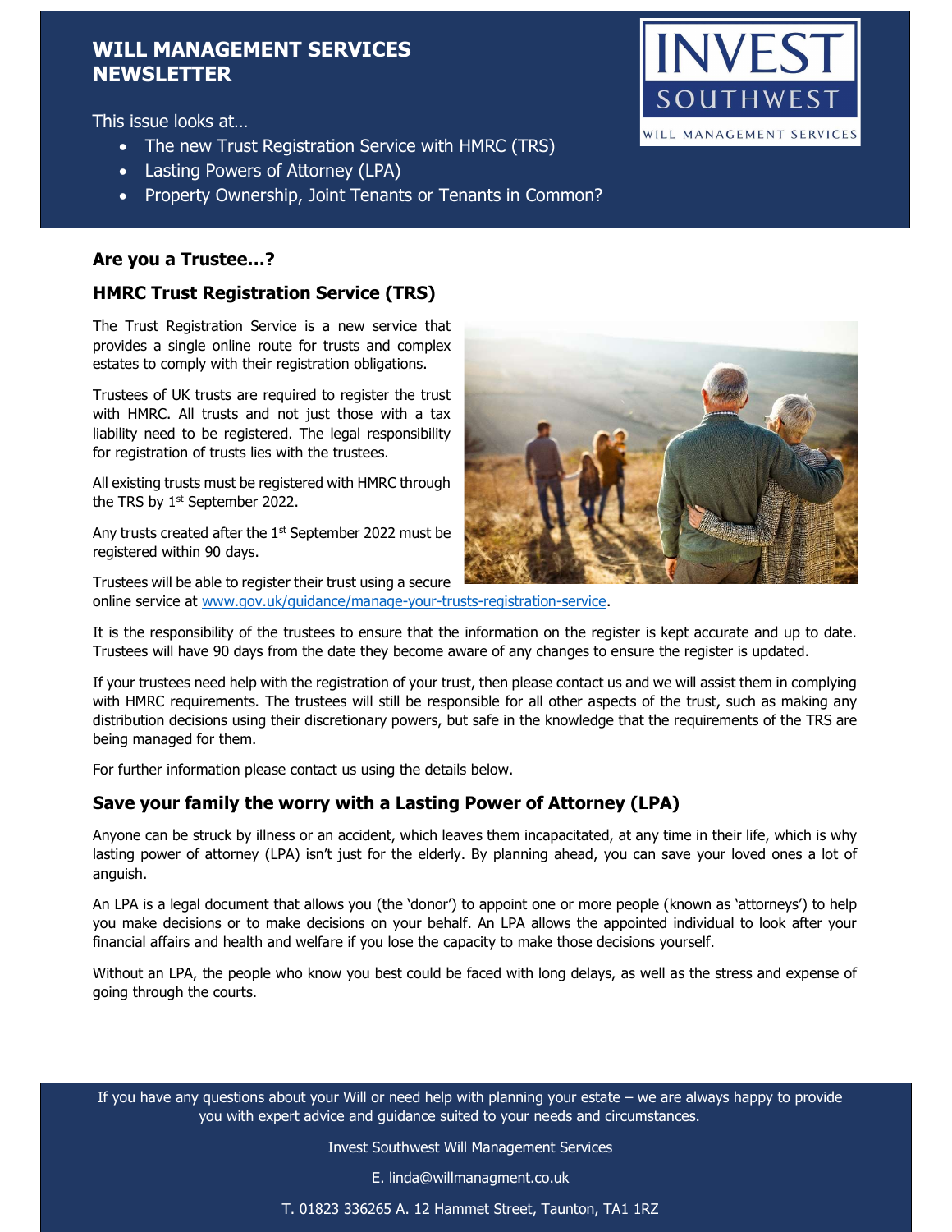# WILL MANAGEMENT SERVICES NEWSLETTER

This issue looks at…

- The new Trust Registration Service with HMRC (TRS)
- Lasting Powers of Attorney (LPA)
- Property Ownership, Joint Tenants or Tenants in Common?

INVEST SOUTHWEST
WILL MANAGEMENT SERVICES

### Are you a Trustee…?

## HMRC Trust Registration Service (TRS)

The Trust Registration Service is a new service that provides a single online route for trusts and complex estates to comply with their registration obligations.

Trustees of UK trusts are required to register the trust with HMRC. All trusts and not just those with a tax liability need to be registered. The legal responsibility for registration of trusts lies with the trustees.

All existing trusts must be registered with HMRC through the TRS by 1st September 2022.

Any trusts created after the 1st September 2022 must be registered within 90 days.

Trustees will be able to register their trust using a secure online service at www.gov.uk/guidance/manage-your-trusts-registration-service.

It is the responsibility of the trustees to ensure that the information on the register is kept accurate and up to date. Trustees will have 90 days from the date they become aware of any changes to ensure the register is updated.

If your trustees need help with the registration of your trust, then please contact us and we will assist them in complying with HMRC requirements. The trustees will still be responsible for all other aspects of the trust, such as making any distribution decisions using their discretionary powers, but safe in the knowledge that the requirements of the TRS are being managed for them.

For further information please contact us using the details below.

## Save your family the worry with a Lasting Power of Attorney (LPA)

Anyone can be struck by illness or an accident, which leaves them incapacitated, at any time in their life, which is why lasting power of attorney (LPA) isn't just for the elderly. By planning ahead, you can save your loved ones a lot of anguish.

An LPA is a legal document that allows you (the 'donor') to appoint one or more people (known as 'attorneys') to help you make decisions or to make decisions on your behalf. An LPA allows the appointed individual to look after your financial affairs and health and welfare if you lose the capacity to make those decisions yourself.

Without an LPA, the people who know you best could be faced with long delays, as well as the stress and expense of going through the courts.

If you have any questions about your Will or need help with planning your estate – we are always happy to provide you with expert advice and guidance suited to your needs and circumstances.

Invest Southwest Will Management Services

E. linda@willmanagment.co.uk

T. 01823 336265 A. 12 Hammet Street, Taunton, TA1 1RZ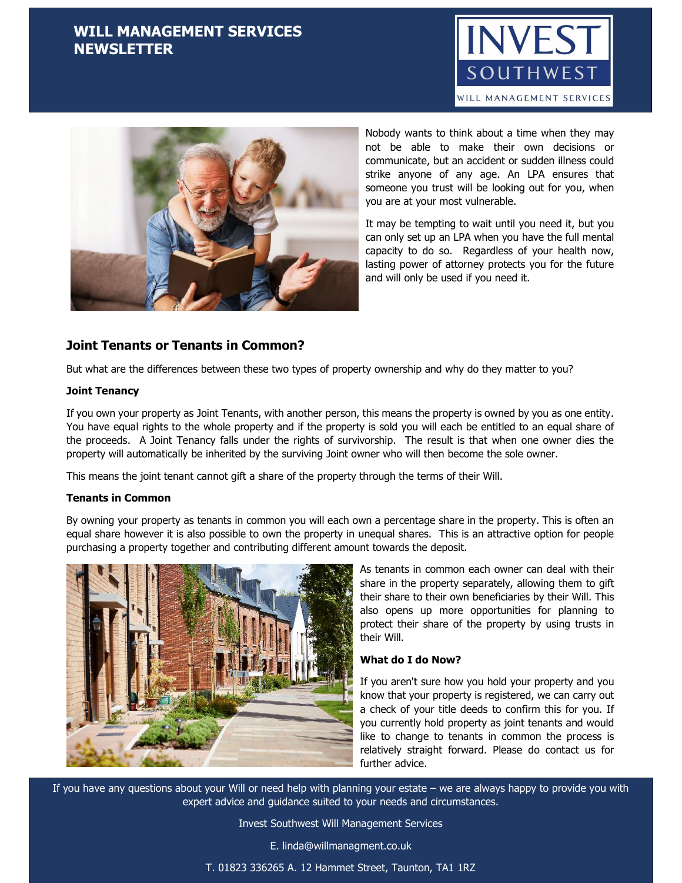# WILL MANAGEMENT SERVICES NEWSLETTER

INVEST SOUTHWEST
WILL MANAGEMENT SERVICES

Nobody wants to think about a time when they may not be able to make their own decisions or communicate, but an accident or sudden illness could strike anyone of any age. An LPA ensures that someone you trust will be looking out for you, when you are at your most vulnerable.

It may be tempting to wait until you need it, but you can only set up an LPA when you have the full mental capacity to do so. Regardless of your health now, lasting power of attorney protects you for the future and will only be used if you need it.

## Joint Tenants or Tenants in Common?

But what are the differences between these two types of property ownership and why do they matter to you?

### Joint Tenancy

If you own your property as Joint Tenants, with another person, this means the property is owned by you as one entity. You have equal rights to the whole property and if the property is sold you will each be entitled to an equal share of the proceeds. A Joint Tenancy falls under the rights of survivorship. The result is that when one owner dies the property will automatically be inherited by the surviving Joint owner who will then become the sole owner.

This means the joint tenant cannot gift a share of the property through the terms of their Will.

### Tenants in Common

By owning your property as tenants in common you will each own a percentage share in the property. This is often an equal share however it is also possible to own the property in unequal shares. This is an attractive option for people purchasing a property together and contributing different amount towards the deposit.

As tenants in common each owner can deal with their share in the property separately, allowing them to gift their share to their own beneficiaries by their Will. This also opens up more opportunities for planning to protect their share of the property by using trusts in their Will.

### What do I do Now?

If you aren't sure how you hold your property and you know that your property is registered, we can carry out a check of your title deeds to confirm this for you. If you currently hold property as joint tenants and would like to change to tenants in common the process is relatively straight forward. Please do contact us for further advice.

If you have any questions about your Will or need help with planning your estate – we are always happy to provide you with expert advice and guidance suited to your needs and circumstances.

Invest Southwest Will Management Services

E. linda@willmanagment.co.uk

T. 01823 336265 A. 12 Hammet Street, Taunton, TA1 1RZ